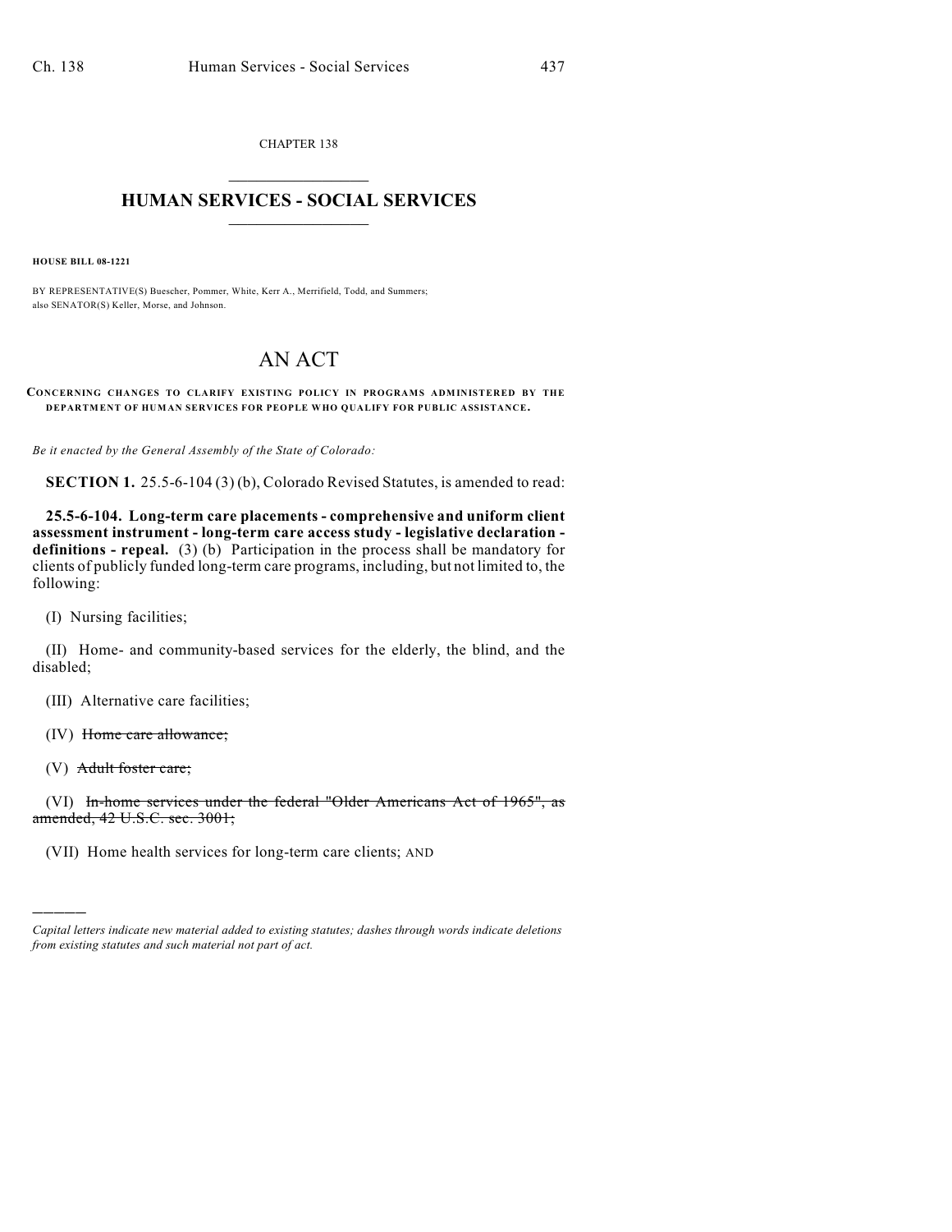CHAPTER 138

## HUMAN SERVICES - SOCIAL SERVICES

**HOUSE BILL 08-1221**

BY REPRESENTATIVE(S) Buescher, Pommer, White, Kerr A., Merrifield, Todd, and Summers; also SENATOR(S) Keller, Morse, and Johnson.

# AN ACT

**CONCERNING CHANGES TO CLARIFY EXISTING POLICY IN PROGRAMS ADMINISTERED BY THE DEPARTMENT OF HUMAN SERVICES FOR PEOPLE WHO QUALIFY FOR PUBLIC ASSISTANCE.**

*Be it enacted by the General Assembly of the State of Colorado:*

**SECTION 1.** 25.5-6-104 (3) (b), Colorado Revised Statutes, is amended to read:

**25.5-6-104. Long-term care placements - comprehensive and uniform client assessment instrument - long-term care access study - legislative declaration - definitions - repeal.** (3) (b) Participation in the process shall be mandatory for clients of publicly funded long-term care programs, including, but not limited to, the following:

(I) Nursing facilities;

(II) Home- and community-based services for the elderly, the blind, and the disabled;

(III) Alternative care facilities;

(IV) ~~Home care allowance;~~

(V) ~~Adult foster care;~~

(VI) ~~In-home services under the federal "Older Americans Act of 1965", as amended, 42 U.S.C. sec. 3001;~~

(VII) Home health services for long-term care clients; AND

---

*Capital letters indicate new material added to existing statutes; dashes through words indicate deletions from existing statutes and such material not part of act.*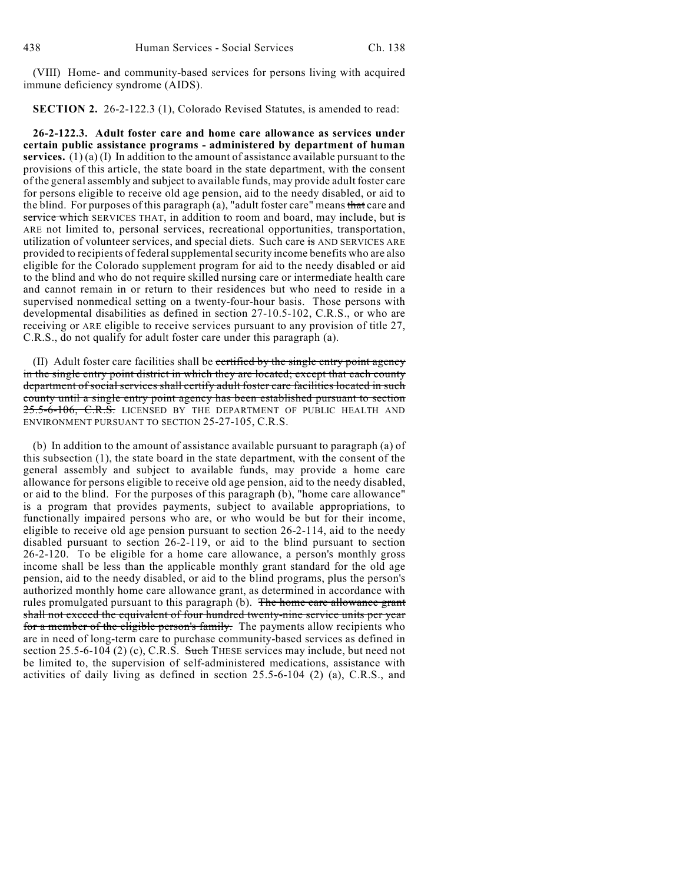(VIII) Home- and community-based services for persons living with acquired immune deficiency syndrome (AIDS).

**SECTION 2.** 26-2-122.3 (1), Colorado Revised Statutes, is amended to read:

**26-2-122.3. Adult foster care and home care allowance as services under certain public assistance programs - administered by department of human services.** (1) (a) (I) In addition to the amount of assistance available pursuant to the provisions of this article, the state board in the state department, with the consent of the general assembly and subject to available funds, may provide adult foster care for persons eligible to receive old age pension, aid to the needy disabled, or aid to the blind. For purposes of this paragraph (a), "adult foster care" means ~~that~~ care and ~~service which~~ SERVICES THAT, in addition to room and board, may include, but ~~is~~ ARE not limited to, personal services, recreational opportunities, transportation, utilization of volunteer services, and special diets. Such care ~~is~~ AND SERVICES ARE provided to recipients of federal supplemental security income benefits who are also eligible for the Colorado supplement program for aid to the needy disabled or aid to the blind and who do not require skilled nursing care or intermediate health care and cannot remain in or return to their residences but who need to reside in a supervised nonmedical setting on a twenty-four-hour basis. Those persons with developmental disabilities as defined in section 27-10.5-102, C.R.S., or who are receiving or ARE eligible to receive services pursuant to any provision of title 27, C.R.S., do not qualify for adult foster care under this paragraph (a).

(II) Adult foster care facilities shall be ~~certified by the single entry point agency in the single entry point district in which they are located; except that each county department of social services shall certify adult foster care facilities located in such county until a single entry point agency has been established pursuant to section 25.5-6-106, C.R.S.~~ LICENSED BY THE DEPARTMENT OF PUBLIC HEALTH AND ENVIRONMENT PURSUANT TO SECTION 25-27-105, C.R.S.

(b) In addition to the amount of assistance available pursuant to paragraph (a) of this subsection (1), the state board in the state department, with the consent of the general assembly and subject to available funds, may provide a home care allowance for persons eligible to receive old age pension, aid to the needy disabled, or aid to the blind. For the purposes of this paragraph (b), "home care allowance" is a program that provides payments, subject to available appropriations, to functionally impaired persons who are, or who would be but for their income, eligible to receive old age pension pursuant to section 26-2-114, aid to the needy disabled pursuant to section 26-2-119, or aid to the blind pursuant to section 26-2-120. To be eligible for a home care allowance, a person's monthly gross income shall be less than the applicable monthly grant standard for the old age pension, aid to the needy disabled, or aid to the blind programs, plus the person's authorized monthly home care allowance grant, as determined in accordance with rules promulgated pursuant to this paragraph (b). ~~The home care allowance grant shall not exceed the equivalent of four hundred twenty-nine service units per year for a member of the eligible person's family.~~ The payments allow recipients who are in need of long-term care to purchase community-based services as defined in section 25.5-6-104 (2) (c), C.R.S. ~~Such~~ THESE services may include, but need not be limited to, the supervision of self-administered medications, assistance with activities of daily living as defined in section 25.5-6-104 (2) (a), C.R.S., and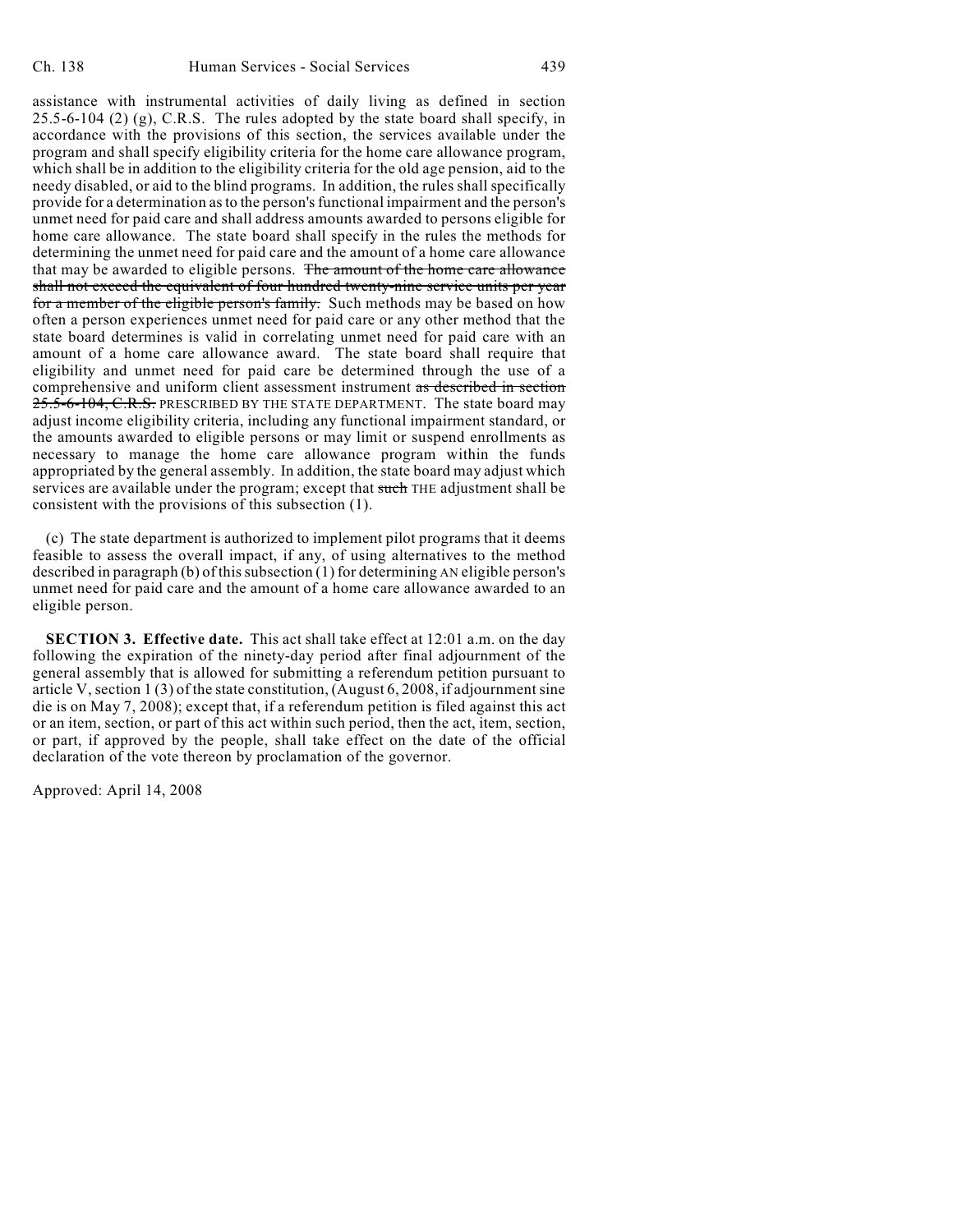assistance with instrumental activities of daily living as defined in section 25.5-6-104 (2) (g), C.R.S. The rules adopted by the state board shall specify, in accordance with the provisions of this section, the services available under the program and shall specify eligibility criteria for the home care allowance program, which shall be in addition to the eligibility criteria for the old age pension, aid to the needy disabled, or aid to the blind programs. In addition, the rules shall specifically provide for a determination as to the person's functional impairment and the person's unmet need for paid care and shall address amounts awarded to persons eligible for home care allowance. The state board shall specify in the rules the methods for determining the unmet need for paid care and the amount of a home care allowance that may be awarded to eligible persons. ~~The amount of the home care allowance shall not exceed the equivalent of four hundred twenty-nine service units per year for a member of the eligible person's family.~~ Such methods may be based on how often a person experiences unmet need for paid care or any other method that the state board determines is valid in correlating unmet need for paid care with an amount of a home care allowance award. The state board shall require that eligibility and unmet need for paid care be determined through the use of a comprehensive and uniform client assessment instrument ~~as described in section 25.5-6-104, C.R.S.~~ PRESCRIBED BY THE STATE DEPARTMENT. The state board may adjust income eligibility criteria, including any functional impairment standard, or the amounts awarded to eligible persons or may limit or suspend enrollments as necessary to manage the home care allowance program within the funds appropriated by the general assembly. In addition, the state board may adjust which services are available under the program; except that ~~such~~ THE adjustment shall be consistent with the provisions of this subsection (1).

(c) The state department is authorized to implement pilot programs that it deems feasible to assess the overall impact, if any, of using alternatives to the method described in paragraph (b) of this subsection (1) for determining AN eligible person's unmet need for paid care and the amount of a home care allowance awarded to an eligible person.

**SECTION 3. Effective date.** This act shall take effect at 12:01 a.m. on the day following the expiration of the ninety-day period after final adjournment of the general assembly that is allowed for submitting a referendum petition pursuant to article V, section 1 (3) of the state constitution, (August 6, 2008, if adjournment sine die is on May 7, 2008); except that, if a referendum petition is filed against this act or an item, section, or part of this act within such period, then the act, item, section, or part, if approved by the people, shall take effect on the date of the official declaration of the vote thereon by proclamation of the governor.

Approved: April 14, 2008